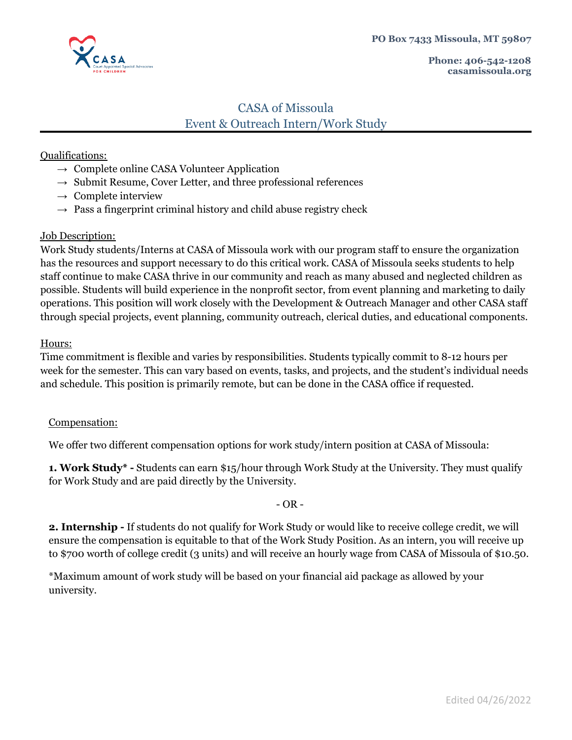PO Box 7433 Missoula, MT 59807

**Phone: 406-542-1208**
**casamissoula.org**

# CASA of Missoula
## Event & Outreach Intern/Work Study

Qualifications:

→ Complete online CASA Volunteer Application
→ Submit Resume, Cover Letter, and three professional references
→ Complete interview
→ Pass a fingerprint criminal history and child abuse registry check

Job Description:

Work Study students/Interns at CASA of Missoula work with our program staff to ensure the organization has the resources and support necessary to do this critical work. CASA of Missoula seeks students to help staff continue to make CASA thrive in our community and reach as many abused and neglected children as possible. Students will build experience in the nonprofit sector, from event planning and marketing to daily operations. This position will work closely with the Development & Outreach Manager and other CASA staff through special projects, event planning, community outreach, clerical duties, and educational components.

Hours:

Time commitment is flexible and varies by responsibilities. Students typically commit to 8-12 hours per week for the semester. This can vary based on events, tasks, and projects, and the student's individual needs and schedule. This position is primarily remote, but can be done in the CASA office if requested.

Compensation:

We offer two different compensation options for work study/intern position at CASA of Missoula:

**1. Work Study* -** Students can earn $15/hour through Work Study at the University. They must qualify for Work Study and are paid directly by the University.

- OR -

**2. Internship -** If students do not qualify for Work Study or would like to receive college credit, we will ensure the compensation is equitable to that of the Work Study Position. As an intern, you will receive up to $700 worth of college credit (3 units) and will receive an hourly wage from CASA of Missoula of $10.50.

*Maximum amount of work study will be based on your financial aid package as allowed by your university.

Edited 04/26/2022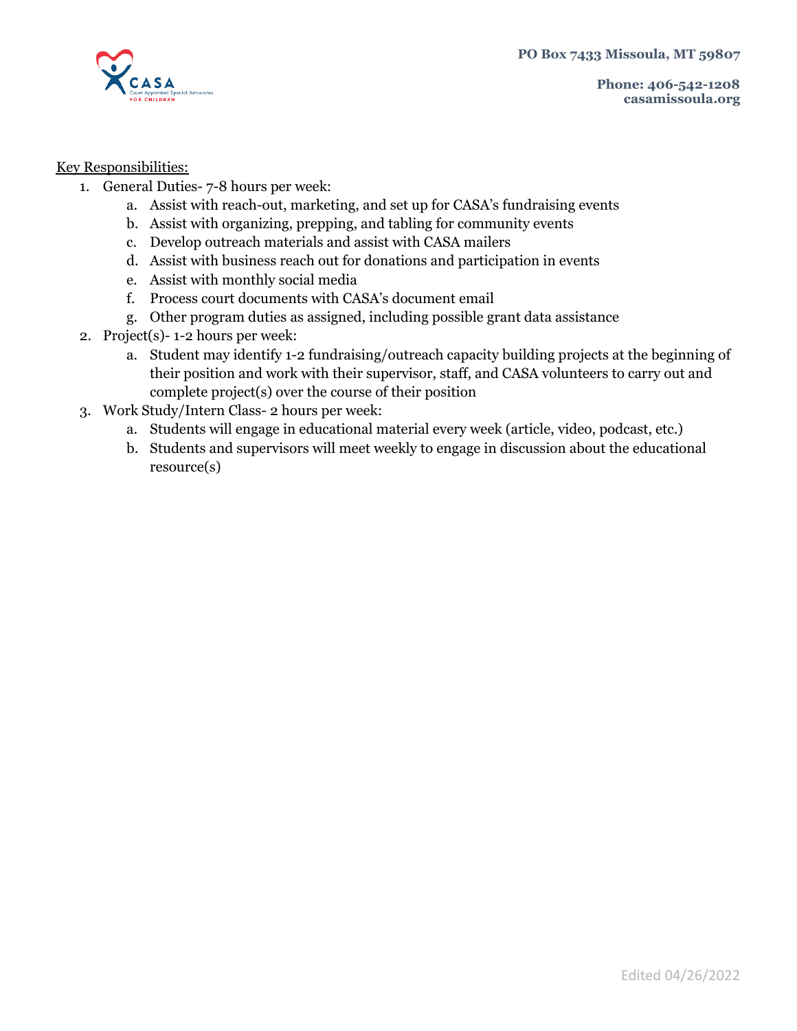Key Responsibilities:

1. General Duties- 7-8 hours per week:
   a. Assist with reach-out, marketing, and set up for CASA's fundraising events
   b. Assist with organizing, prepping, and tabling for community events
   c. Develop outreach materials and assist with CASA mailers
   d. Assist with business reach out for donations and participation in events
   e. Assist with monthly social media
   f. Process court documents with CASA's document email
   g. Other program duties as assigned, including possible grant data assistance
2. Project(s)- 1-2 hours per week:
   a. Student may identify 1-2 fundraising/outreach capacity building projects at the beginning of their position and work with their supervisor, staff, and CASA volunteers to carry out and complete project(s) over the course of their position
3. Work Study/Intern Class- 2 hours per week:
   a. Students will engage in educational material every week (article, video, podcast, etc.)
   b. Students and supervisors will meet weekly to engage in discussion about the educational resource(s)

Edited 04/26/2022